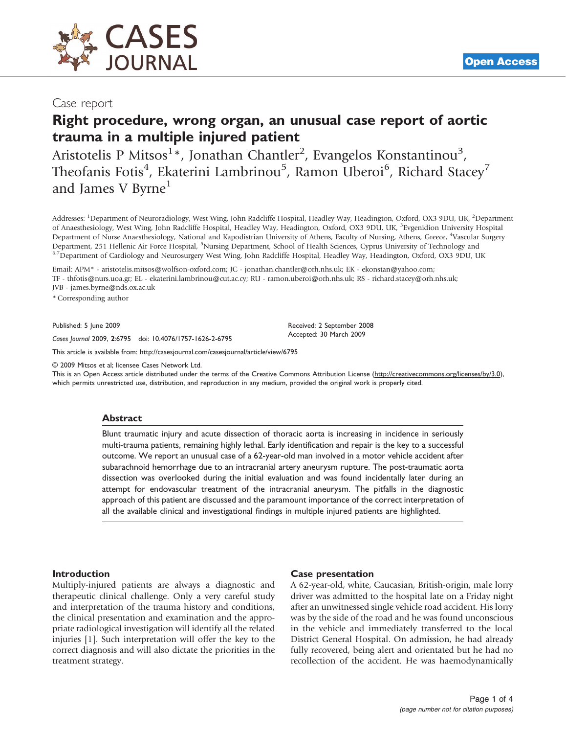Case report

# Right procedure, wrong organ, an unusual case report of aortic trauma in a multiple injured patient

Aristotelis P Mitsos[1]*, Jonathan Chantler[2], Evangelos Konstantinou[3], Theofanis Fotis[4], Ekaterini Lambrinou[5], Ramon Uberoi[6], Richard Stacey[7] and James V Byrne[1]

Addresses: [1]Department of Neuroradiology, West Wing, John Radcliffe Hospital, Headley Way, Headington, Oxford, OX3 9DU, UK, [2]Department of Anaesthesiology, West Wing, John Radcliffe Hospital, Headley Way, Headington, Oxford, OX3 9DU, UK, [3]Evgenidion University Hospital Department of Nurse Anaesthesiology, National and Kapodistrian University of Athens, Faculty of Nursing, Athens, Greece, [4]Vascular Surgery Department, 251 Hellenic Air Force Hospital, [5]Nursing Department, School of Health Sciences, Cyprus University of Technology and [6,7]Department of Cardiology and Neurosurgery West Wing, John Radcliffe Hospital, Headley Way, Headington, Oxford, OX3 9DU, UK

Email: APM* - aristotelis.mitsos@wolfson-oxford.com; JC - jonathan.chantler@orh.nhs.uk; EK - ekonstan@yahoo.com; TF - thfotis@nurs.uoa.gr; EL - ekaterini.lambrinou@cut.ac.cy; RU - ramon.uberoi@orh.nhs.uk; RS - richard.stacey@orh.nhs.uk; JVB - james.byrne@nds.ox.ac.uk

* Corresponding author

Published: 5 June 2009

*Cases Journal* 2009, **2**:6795 doi: 10.4076/1757-1626-2-6795

Received: 2 September 2008
Accepted: 30 March 2009

This article is available from: http://casesjournal.com/casesjournal/article/view/6795

© 2009 Mitsos et al; licensee Cases Network Ltd.
This is an Open Access article distributed under the terms of the Creative Commons Attribution License (http://creativecommons.org/licenses/by/3.0), which permits unrestricted use, distribution, and reproduction in any medium, provided the original work is properly cited.

## Abstract

Blunt traumatic injury and acute dissection of thoracic aorta is increasing in incidence in seriously multi-trauma patients, remaining highly lethal. Early identification and repair is the key to a successful outcome. We report an unusual case of a 62-year-old man involved in a motor vehicle accident after subarachnoid hemorrhage due to an intracranial artery aneurysm rupture. The post-traumatic aorta dissection was overlooked during the initial evaluation and was found incidentally later during an attempt for endovascular treatment of the intracranial aneurysm. The pitfalls in the diagnostic approach of this patient are discussed and the paramount importance of the correct interpretation of all the available clinical and investigational findings in multiple injured patients are highlighted.

## Introduction

Multiply-injured patients are always a diagnostic and therapeutic clinical challenge. Only a very careful study and interpretation of the trauma history and conditions, the clinical presentation and examination and the appropriate radiological investigation will identify all the related injuries [1]. Such interpretation will offer the key to the correct diagnosis and will also dictate the priorities in the treatment strategy.

## Case presentation

A 62-year-old, white, Caucasian, British-origin, male lorry driver was admitted to the hospital late on a Friday night after an unwitnessed single vehicle road accident. His lorry was by the side of the road and he was found unconscious in the vehicle and immediately transferred to the local District General Hospital. On admission, he had already fully recovered, being alert and orientated but he had no recollection of the accident. He was haemodynamically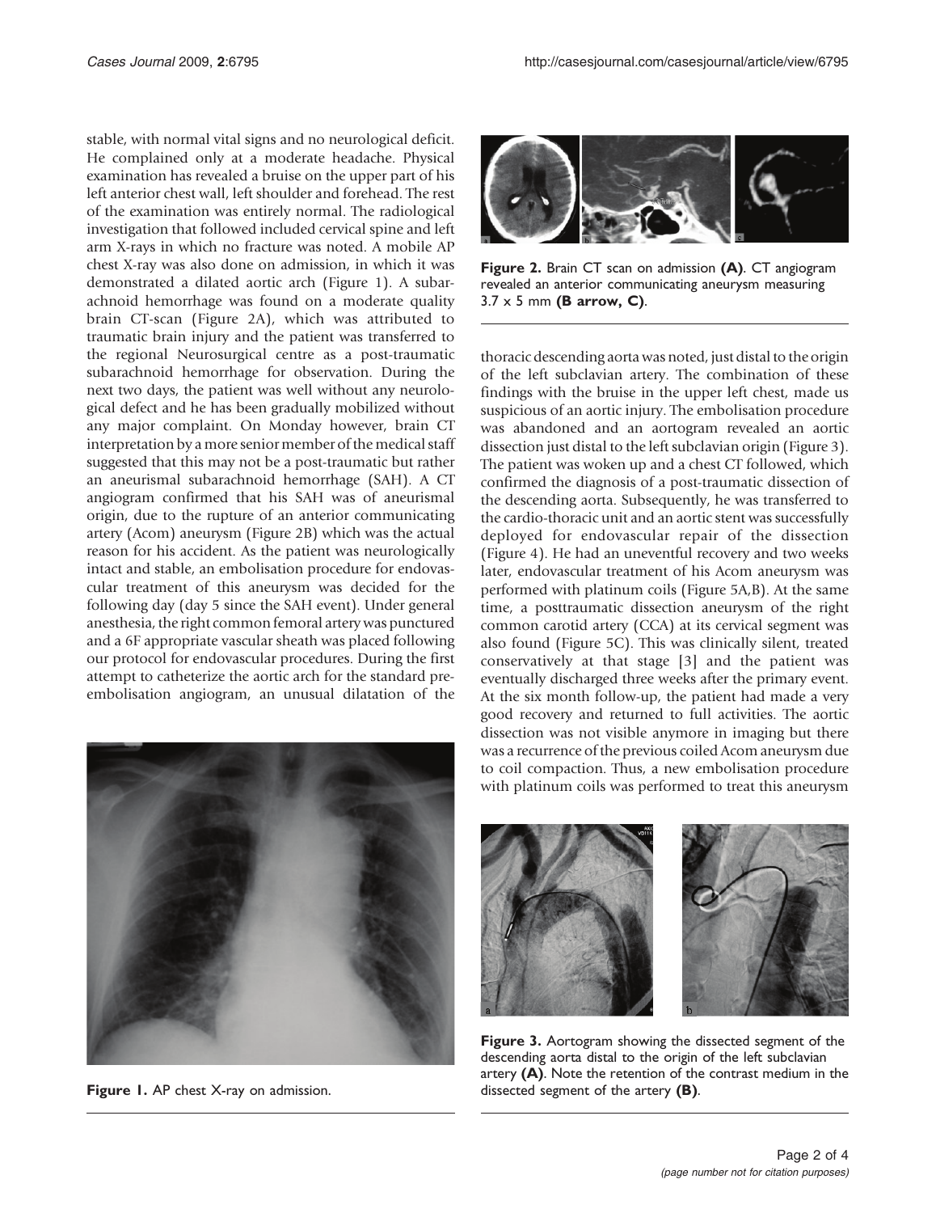stable, with normal vital signs and no neurological deficit. He complained only at a moderate headache. Physical examination has revealed a bruise on the upper part of his left anterior chest wall, left shoulder and forehead. The rest of the examination was entirely normal. The radiological investigation that followed included cervical spine and left arm X-rays in which no fracture was noted. A mobile AP chest X-ray was also done on admission, in which it was demonstrated a dilated aortic arch (Figure 1). A subarachnoid hemorrhage was found on a moderate quality brain CT-scan (Figure 2A), which was attributed to traumatic brain injury and the patient was transferred to the regional Neurosurgical centre as a post-traumatic subarachnoid hemorrhage for observation. During the next two days, the patient was well without any neurological defect and he has been gradually mobilized without any major complaint. On Monday however, brain CT interpretation by a more senior member of the medical staff suggested that this may not be a post-traumatic but rather an aneurismal subarachnoid hemorrhage (SAH). A CT angiogram confirmed that his SAH was of aneurismal origin, due to the rupture of an anterior communicating artery (Acom) aneurysm (Figure 2B) which was the actual reason for his accident. As the patient was neurologically intact and stable, an embolisation procedure for endovascular treatment of this aneurysm was decided for the following day (day 5 since the SAH event). Under general anesthesia, the right common femoral artery was punctured and a 6F appropriate vascular sheath was placed following our protocol for endovascular procedures. During the first attempt to catheterize the aortic arch for the standard pre-embolisation angiogram, an unusual dilatation of the thoracic descending aorta was noted, just distal to the origin of the left subclavian artery. The combination of these findings with the bruise in the upper left chest, made us suspicious of an aortic injury. The embolisation procedure was abandoned and an aortogram revealed an aortic dissection just distal to the left subclavian origin (Figure 3). The patient was woken up and a chest CT followed, which confirmed the diagnosis of a post-traumatic dissection of the descending aorta. Subsequently, he was transferred to the cardio-thoracic unit and an aortic stent was successfully deployed for endovascular repair of the dissection (Figure 4). He had an uneventful recovery and two weeks later, endovascular treatment of his Acom aneurysm was performed with platinum coils (Figure 5A,B). At the same time, a posttraumatic dissection aneurysm of the right common carotid artery (CCA) at its cervical segment was also found (Figure 5C). This was clinically silent, treated conservatively at that stage [3] and the patient was eventually discharged three weeks after the primary event. At the six month follow-up, the patient had made a very good recovery and returned to full activities. The aortic dissection was not visible anymore in imaging but there was a recurrence of the previous coiled Acom aneurysm due to coil compaction. Thus, a new embolisation procedure with platinum coils was performed to treat this aneurysm

**Figure 1.** AP chest X-ray on admission.

**Figure 2.** Brain CT scan on admission **(A)**. CT angiogram revealed an anterior communicating aneurysm measuring 3.7 x 5 mm **(B arrow, C)**.

**Figure 3.** Aortogram showing the dissected segment of the descending aorta distal to the origin of the left subclavian artery **(A)**. Note the retention of the contrast medium in the dissected segment of the artery **(B)**.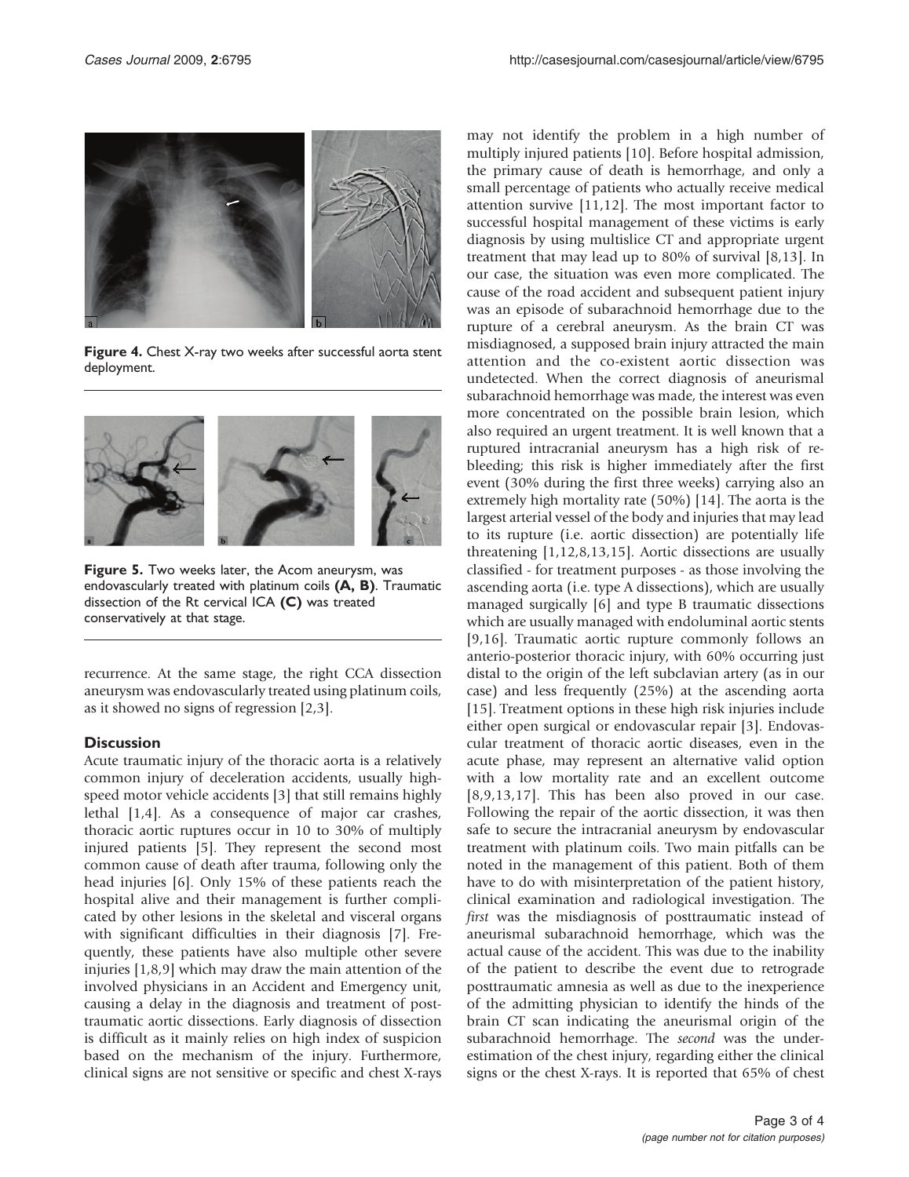Figure 4. Chest X-ray two weeks after successful aorta stent deployment.

Figure 5. Two weeks later, the Acom aneurysm, was endovascularly treated with platinum coils **(A, B)**. Traumatic dissection of the Rt cervical ICA **(C)** was treated conservatively at that stage.

recurrence. At the same stage, the right CCA dissection aneurysm was endovascularly treated using platinum coils, as it showed no signs of regression [2,3].

## Discussion

Acute traumatic injury of the thoracic aorta is a relatively common injury of deceleration accidents, usually high-speed motor vehicle accidents [3] that still remains highly lethal [1,4]. As a consequence of major car crashes, thoracic aortic ruptures occur in 10 to 30% of multiply injured patients [5]. They represent the second most common cause of death after trauma, following only the head injuries [6]. Only 15% of these patients reach the hospital alive and their management is further complicated by other lesions in the skeletal and visceral organs with significant difficulties in their diagnosis [7]. Frequently, these patients have also multiple other severe injuries [1,8,9] which may draw the main attention of the involved physicians in an Accident and Emergency unit, causing a delay in the diagnosis and treatment of post-traumatic aortic dissections. Early diagnosis of dissection is difficult as it mainly relies on high index of suspicion based on the mechanism of the injury. Furthermore, clinical signs are not sensitive or specific and chest X-rays may not identify the problem in a high number of multiply injured patients [10]. Before hospital admission, the primary cause of death is hemorrhage, and only a small percentage of patients who actually receive medical attention survive [11,12]. The most important factor to successful hospital management of these victims is early diagnosis by using multislice CT and appropriate urgent treatment that may lead up to 80% of survival [8,13]. In our case, the situation was even more complicated. The cause of the road accident and subsequent patient injury was an episode of subarachnoid hemorrhage due to the rupture of a cerebral aneurysm. As the brain CT was misdiagnosed, a supposed brain injury attracted the main attention and the co-existent aortic dissection was undetected. When the correct diagnosis of aneurismal subarachnoid hemorrhage was made, the interest was even more concentrated on the possible brain lesion, which also required an urgent treatment. It is well known that a ruptured intracranial aneurysm has a high risk of re-bleeding; this risk is higher immediately after the first event (30% during the first three weeks) carrying also an extremely high mortality rate (50%) [14]. The aorta is the largest arterial vessel of the body and injuries that may lead to its rupture (i.e. aortic dissection) are potentially life threatening [1,12,8,13,15]. Aortic dissections are usually classified - for treatment purposes - as those involving the ascending aorta (i.e. type A dissections), which are usually managed surgically [6] and type B traumatic dissections which are usually managed with endoluminal aortic stents [9,16]. Traumatic aortic rupture commonly follows an anterio-posterior thoracic injury, with 60% occurring just distal to the origin of the left subclavian artery (as in our case) and less frequently (25%) at the ascending aorta [15]. Treatment options in these high risk injuries include either open surgical or endovascular repair [3]. Endovascular treatment of thoracic aortic diseases, even in the acute phase, may represent an alternative valid option with a low mortality rate and an excellent outcome [8,9,13,17]. This has been also proved in our case. Following the repair of the aortic dissection, it was then safe to secure the intracranial aneurysm by endovascular treatment with platinum coils. Two main pitfalls can be noted in the management of this patient. Both of them have to do with misinterpretation of the patient history, clinical examination and radiological investigation. The *first* was the misdiagnosis of posttraumatic instead of aneurismal subarachnoid hemorrhage, which was the actual cause of the accident. This was due to the inability of the patient to describe the event due to retrograde posttraumatic amnesia as well as due to the inexperience of the admitting physician to identify the hinds of the brain CT scan indicating the aneurismal origin of the subarachnoid hemorrhage. The *second* was the underestimation of the chest injury, regarding either the clinical signs or the chest X-rays. It is reported that 65% of chest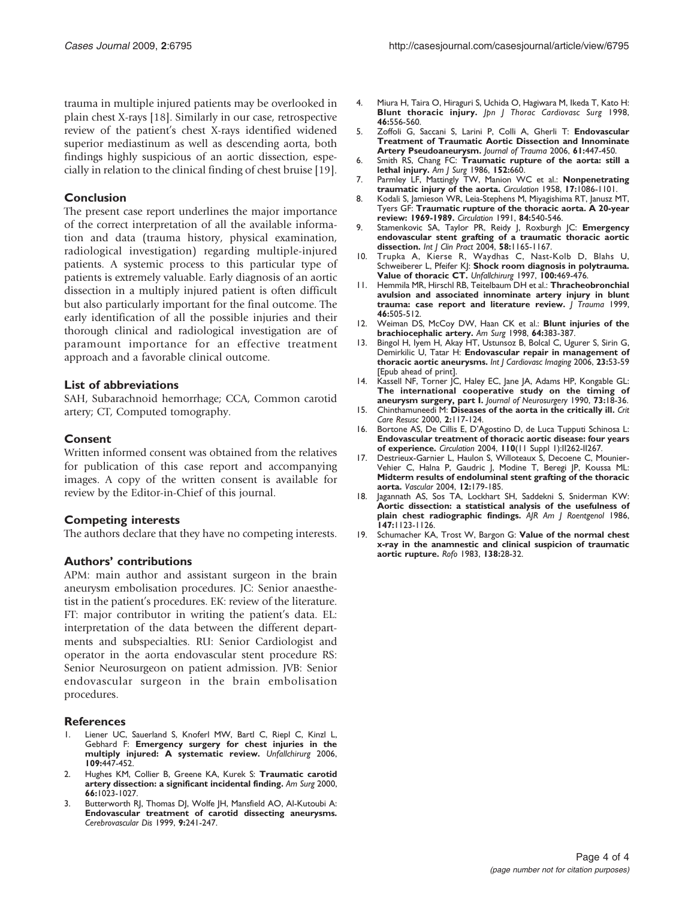trauma in multiple injured patients may be overlooked in plain chest X-rays [18]. Similarly in our case, retrospective review of the patient's chest X-rays identified widened superior mediastinum as well as descending aorta, both findings highly suspicious of an aortic dissection, especially in relation to the clinical finding of chest bruise [19].

## Conclusion

The present case report underlines the major importance of the correct interpretation of all the available information and data (trauma history, physical examination, radiological investigation) regarding multiple-injured patients. A systemic process to this particular type of patients is extremely valuable. Early diagnosis of an aortic dissection in a multiply injured patient is often difficult but also particularly important for the final outcome. The early identification of all the possible injuries and their thorough clinical and radiological investigation are of paramount importance for an effective treatment approach and a favorable clinical outcome.

## List of abbreviations

SAH, Subarachnoid hemorrhage; CCA, Common carotid artery; CT, Computed tomography.

## Consent

Written informed consent was obtained from the relatives for publication of this case report and accompanying images. A copy of the written consent is available for review by the Editor-in-Chief of this journal.

## Competing interests

The authors declare that they have no competing interests.

## Authors' contributions

APM: main author and assistant surgeon in the brain aneurysm embolisation procedures. JC: Senior anaesthetist in the patient's procedures. EK: review of the literature. FT: major contributor in writing the patient's data. EL: interpretation of the data between the different departments and subspecialties. RU: Senior Cardiologist and operator in the aorta endovascular stent procedure RS: Senior Neurosurgeon on patient admission. JVB: Senior endovascular surgeon in the brain embolisation procedures.

## References

1. Liener UC, Sauerland S, Knoferl MW, Bartl C, Riepl C, Kinzl L, Gebhard F: **Emergency surgery for chest injuries in the multiply injured: A systematic review.** *Unfallchirurg* 2006, **109:**447-452.
2. Hughes KM, Collier B, Greene KA, Kurek S: **Traumatic carotid artery dissection: a significant incidental finding.** *Am Surg* 2000, **66:**1023-1027.
3. Butterworth RJ, Thomas DJ, Wolfe JH, Mansfield AO, Al-Kutoubi A: **Endovascular treatment of carotid dissecting aneurysms.** *Cerebrovascular Dis* 1999, **9:**241-247.
4. Miura H, Taira O, Hiraguri S, Uchida O, Hagiwara M, Ikeda T, Kato H: **Blunt thoracic injury.** *Jpn J Thorac Cardiovasc Surg* 1998, **46:**556-560.
5. Zoffoli G, Saccani S, Larini P, Colli A, Gherli T: **Endovascular Treatment of Traumatic Aortic Dissection and Innominate Artery Pseudoaneurysm.** *Journal of Trauma* 2006, **61:**447-450.
6. Smith RS, Chang FC: **Traumatic rupture of the aorta: still a lethal injury.** *Am J Surg* 1986, **152:**660.
7. Parmley LF, Mattingly TW, Manion WC et al.: **Nonpenetrating traumatic injury of the aorta.** *Circulation* 1958, **17:**1086-1101.
8. Kodali S, Jamieson WR, Leia-Stephens M, Miyagishima RT, Janusz MT, Tyers GF: **Traumatic rupture of the thoracic aorta. A 20-year review: 1969-1989.** *Circulation* 1991, **84:**540-546.
9. Stamenkovic SA, Taylor PR, Reidy J, Roxburgh JC: **Emergency endovascular stent grafting of a traumatic thoracic aortic dissection.** *Int J Clin Pract* 2004, **58:**1165-1167.
10. Trupka A, Kierse R, Waydhas C, Nast-Kolb D, Blahs U, Schweiberer L, Pfeifer KJ: **Shock room diagnosis in polytrauma. Value of thoracic CT.** *Unfallchirurg* 1997, **100:**469-476.
11. Hemmila MR, Hirschl RB, Teitelbaum DH et al.: **Thracheobronchial avulsion and associated innominate artery injury in blunt trauma: case report and literature review.** *J Trauma* 1999, **46:**505-512.
12. Weiman DS, McCoy DW, Haan CK et al.: **Blunt injuries of the brachiocephalic artery.** *Am Surg* 1998, **64:**383-387.
13. Bingol H, Iyem H, Akay HT, Ustunsoz B, Bolcal C, Ugurer S, Sirin G, Demirkilic U, Tatar H: **Endovascular repair in management of thoracic aortic aneurysms.** *Int J Cardiovasc Imaging* 2006, **23:**53-59 [Epub ahead of print].
14. Kassell NF, Torner JC, Haley EC, Jane JA, Adams HP, Kongable GL: **The international cooperative study on the timing of aneurysm surgery, part I.** *Journal of Neurosurgery* 1990, **73:**18-36.
15. Chinthamuneedi M: **Diseases of the aorta in the critically ill.** *Crit Care Resusc* 2000, **2:**117-124.
16. Bortone AS, De Cillis E, D'Agostino D, de Luca Tupputi Schinosa L: **Endovascular treatment of thoracic aortic disease: four years of experience.** *Circulation* 2004, **110**(11 Suppl 1):II262-II267.
17. Destrieux-Garnier L, Haulon S, Willoteaux S, Decoene C, Mounier-Vehier C, Halna P, Gaudric J, Modine T, Beregi JP, Koussa ML: **Midterm results of endoluminal stent grafting of the thoracic aorta.** *Vascular* 2004, **12:**179-185.
18. Jagannath AS, Sos TA, Lockhart SH, Saddekni S, Sniderman KW: **Aortic dissection: a statistical analysis of the usefulness of plain chest radiographic findings.** *AJR Am J Roentgenol* 1986, **147:**1123-1126.
19. Schumacher KA, Trost W, Bargon G: **Value of the normal chest x-ray in the anamnestic and clinical suspicion of traumatic aortic rupture.** *Rofo* 1983, **138:**28-32.